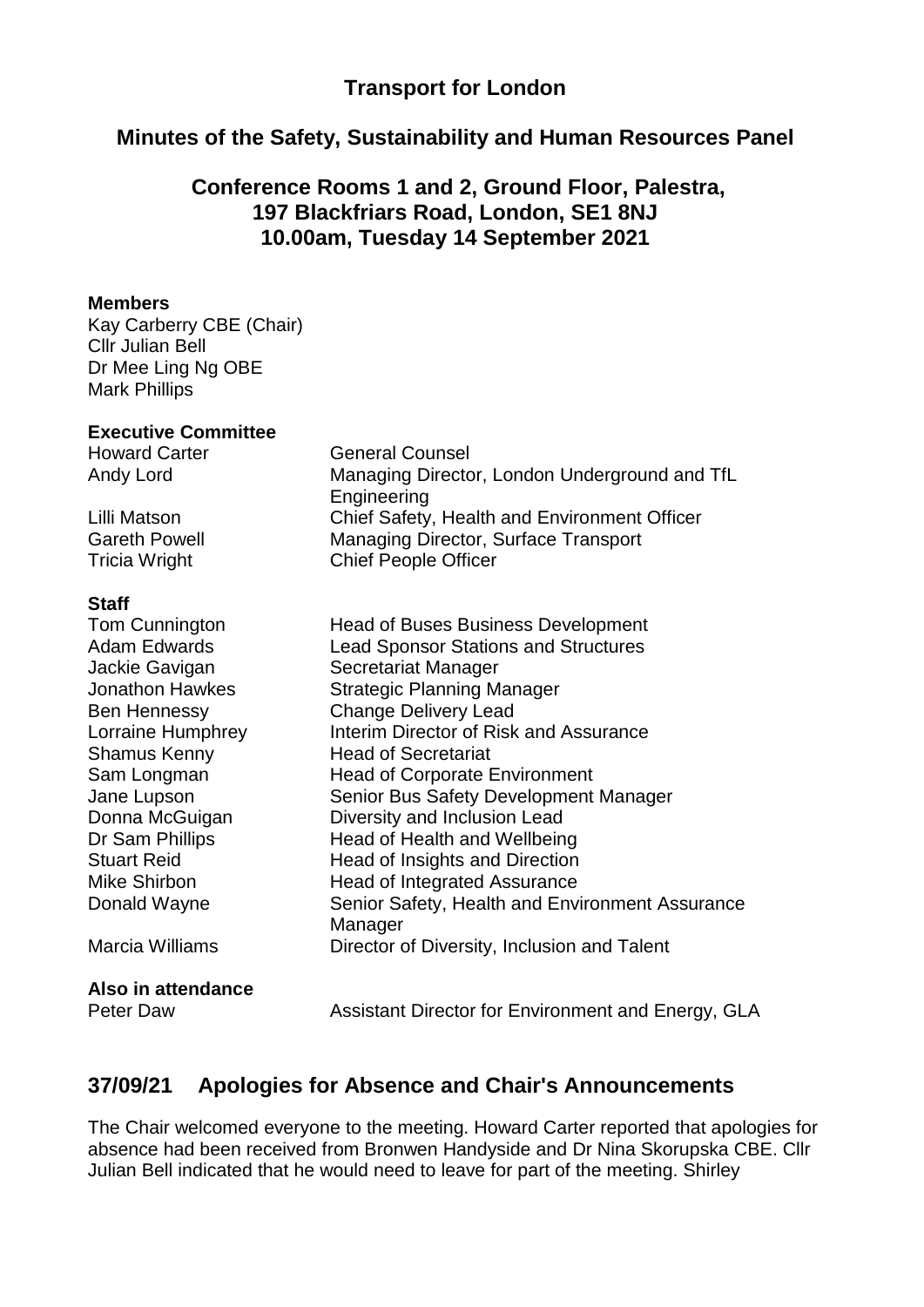# Transport for London

## Minutes of the Safety, Sustainability and Human Resources Panel

### Conference Rooms 1 and 2, Ground Floor, Palestra, 197 Blackfriars Road, London, SE1 8NJ 10.00am, Tuesday 14 September 2021

**Members**

Kay Carberry CBE (Chair)
Cllr Julian Bell
Dr Mee Ling Ng OBE
Mark Phillips

**Executive Committee**

| | |
|---|---|
| Howard Carter | General Counsel |
| Andy Lord | Managing Director, London Underground and TfL Engineering |
| Lilli Matson | Chief Safety, Health and Environment Officer |
| Gareth Powell | Managing Director, Surface Transport |
| Tricia Wright | Chief People Officer |

**Staff**

| | |
|---|---|
| Tom Cunnington | Head of Buses Business Development |
| Adam Edwards | Lead Sponsor Stations and Structures |
| Jackie Gavigan | Secretariat Manager |
| Jonathon Hawkes | Strategic Planning Manager |
| Ben Hennessy | Change Delivery Lead |
| Lorraine Humphrey | Interim Director of Risk and Assurance |
| Shamus Kenny | Head of Secretariat |
| Sam Longman | Head of Corporate Environment |
| Jane Lupson | Senior Bus Safety Development Manager |
| Donna McGuigan | Diversity and Inclusion Lead |
| Dr Sam Phillips | Head of Health and Wellbeing |
| Stuart Reid | Head of Insights and Direction |
| Mike Shirbon | Head of Integrated Assurance |
| Donald Wayne | Senior Safety, Health and Environment Assurance Manager |
| Marcia Williams | Director of Diversity, Inclusion and Talent |

**Also in attendance**

| | |
|---|---|
| Peter Daw | Assistant Director for Environment and Energy, GLA |

## 37/09/21 Apologies for Absence and Chair's Announcements

The Chair welcomed everyone to the meeting. Howard Carter reported that apologies for absence had been received from Bronwen Handyside and Dr Nina Skorupska CBE. Cllr Julian Bell indicated that he would need to leave for part of the meeting. Shirley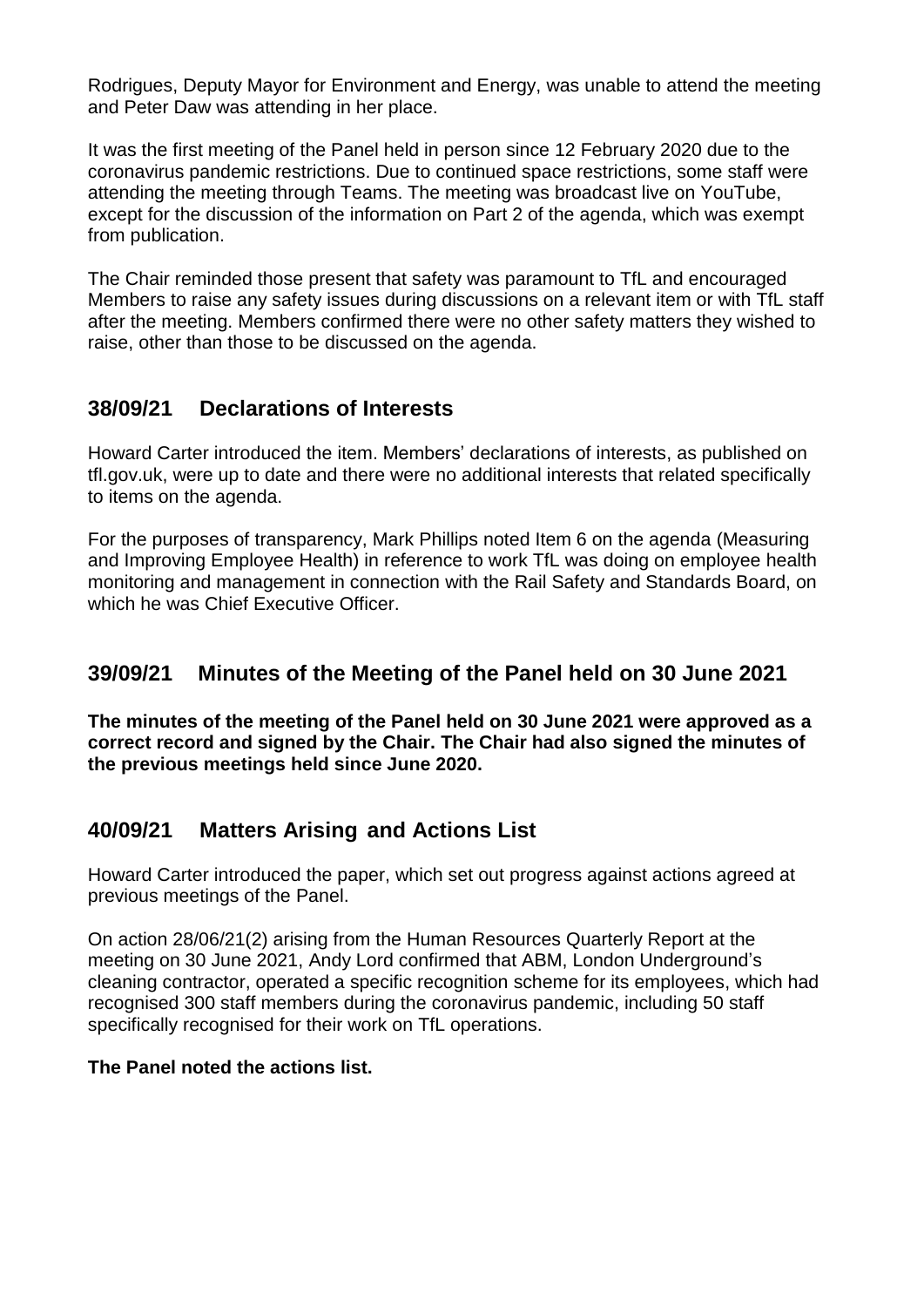Rodrigues, Deputy Mayor for Environment and Energy, was unable to attend the meeting and Peter Daw was attending in her place.

It was the first meeting of the Panel held in person since 12 February 2020 due to the coronavirus pandemic restrictions. Due to continued space restrictions, some staff were attending the meeting through Teams. The meeting was broadcast live on YouTube, except for the discussion of the information on Part 2 of the agenda, which was exempt from publication.

The Chair reminded those present that safety was paramount to TfL and encouraged Members to raise any safety issues during discussions on a relevant item or with TfL staff after the meeting. Members confirmed there were no other safety matters they wished to raise, other than those to be discussed on the agenda.

## 38/09/21 Declarations of Interests

Howard Carter introduced the item. Members' declarations of interests, as published on tfl.gov.uk, were up to date and there were no additional interests that related specifically to items on the agenda.

For the purposes of transparency, Mark Phillips noted Item 6 on the agenda (Measuring and Improving Employee Health) in reference to work TfL was doing on employee health monitoring and management in connection with the Rail Safety and Standards Board, on which he was Chief Executive Officer.

## 39/09/21 Minutes of the Meeting of the Panel held on 30 June 2021

**The minutes of the meeting of the Panel held on 30 June 2021 were approved as a correct record and signed by the Chair. The Chair had also signed the minutes of the previous meetings held since June 2020.**

## 40/09/21 Matters Arising and Actions List

Howard Carter introduced the paper, which set out progress against actions agreed at previous meetings of the Panel.

On action 28/06/21(2) arising from the Human Resources Quarterly Report at the meeting on 30 June 2021, Andy Lord confirmed that ABM, London Underground's cleaning contractor, operated a specific recognition scheme for its employees, which had recognised 300 staff members during the coronavirus pandemic, including 50 staff specifically recognised for their work on TfL operations.

**The Panel noted the actions list.**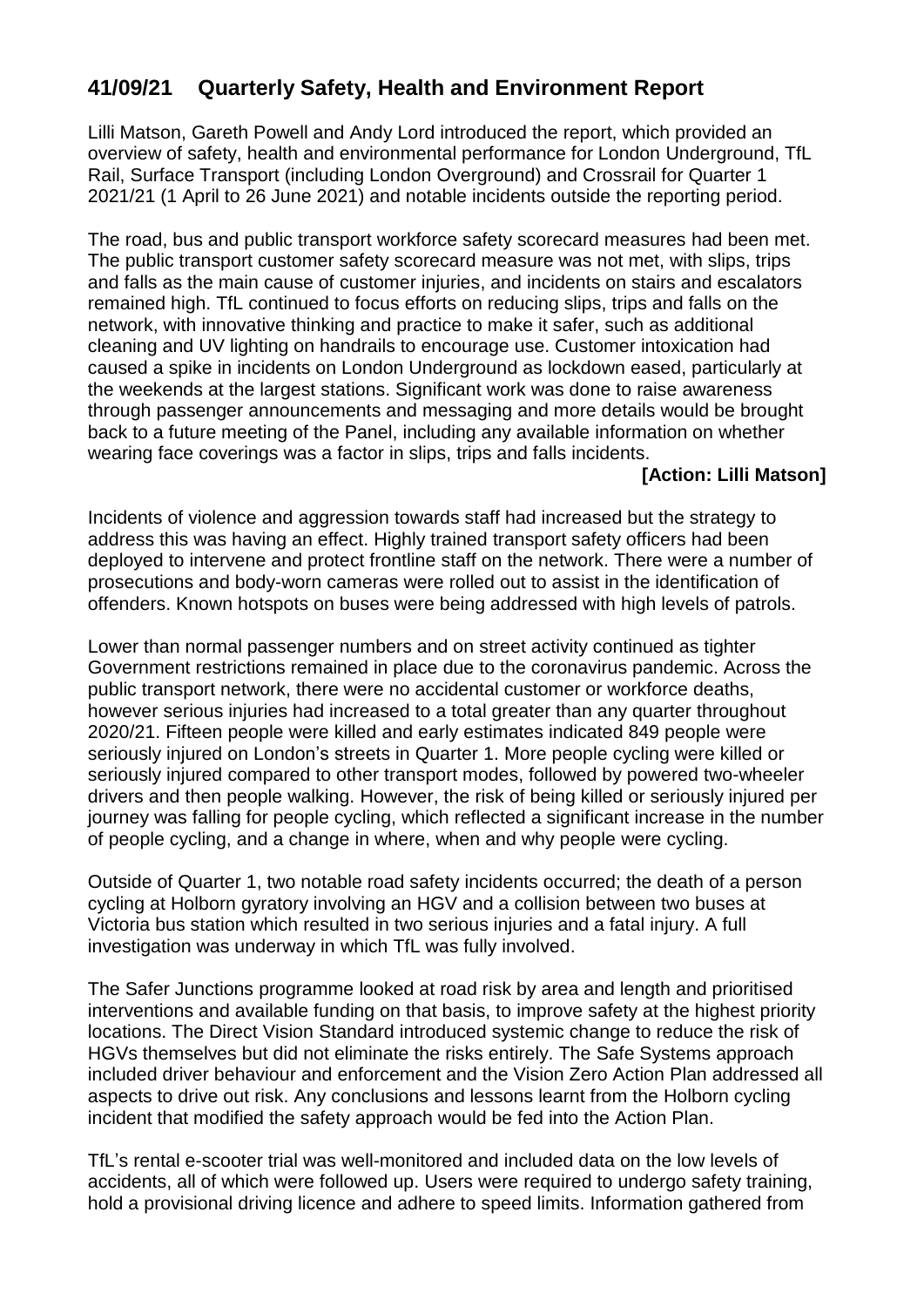## 41/09/21 Quarterly Safety, Health and Environment Report

Lilli Matson, Gareth Powell and Andy Lord introduced the report, which provided an overview of safety, health and environmental performance for London Underground, TfL Rail, Surface Transport (including London Overground) and Crossrail for Quarter 1 2021/21 (1 April to 26 June 2021) and notable incidents outside the reporting period.

The road, bus and public transport workforce safety scorecard measures had been met. The public transport customer safety scorecard measure was not met, with slips, trips and falls as the main cause of customer injuries, and incidents on stairs and escalators remained high. TfL continued to focus efforts on reducing slips, trips and falls on the network, with innovative thinking and practice to make it safer, such as additional cleaning and UV lighting on handrails to encourage use. Customer intoxication had caused a spike in incidents on London Underground as lockdown eased, particularly at the weekends at the largest stations. Significant work was done to raise awareness through passenger announcements and messaging and more details would be brought back to a future meeting of the Panel, including any available information on whether wearing face coverings was a factor in slips, trips and falls incidents.

**[Action: Lilli Matson]**

Incidents of violence and aggression towards staff had increased but the strategy to address this was having an effect. Highly trained transport safety officers had been deployed to intervene and protect frontline staff on the network. There were a number of prosecutions and body-worn cameras were rolled out to assist in the identification of offenders. Known hotspots on buses were being addressed with high levels of patrols.

Lower than normal passenger numbers and on street activity continued as tighter Government restrictions remained in place due to the coronavirus pandemic. Across the public transport network, there were no accidental customer or workforce deaths, however serious injuries had increased to a total greater than any quarter throughout 2020/21. Fifteen people were killed and early estimates indicated 849 people were seriously injured on London's streets in Quarter 1. More people cycling were killed or seriously injured compared to other transport modes, followed by powered two-wheeler drivers and then people walking. However, the risk of being killed or seriously injured per journey was falling for people cycling, which reflected a significant increase in the number of people cycling, and a change in where, when and why people were cycling.

Outside of Quarter 1, two notable road safety incidents occurred; the death of a person cycling at Holborn gyratory involving an HGV and a collision between two buses at Victoria bus station which resulted in two serious injuries and a fatal injury. A full investigation was underway in which TfL was fully involved.

The Safer Junctions programme looked at road risk by area and length and prioritised interventions and available funding on that basis, to improve safety at the highest priority locations. The Direct Vision Standard introduced systemic change to reduce the risk of HGVs themselves but did not eliminate the risks entirely. The Safe Systems approach included driver behaviour and enforcement and the Vision Zero Action Plan addressed all aspects to drive out risk. Any conclusions and lessons learnt from the Holborn cycling incident that modified the safety approach would be fed into the Action Plan.

TfL's rental e-scooter trial was well-monitored and included data on the low levels of accidents, all of which were followed up. Users were required to undergo safety training, hold a provisional driving licence and adhere to speed limits. Information gathered from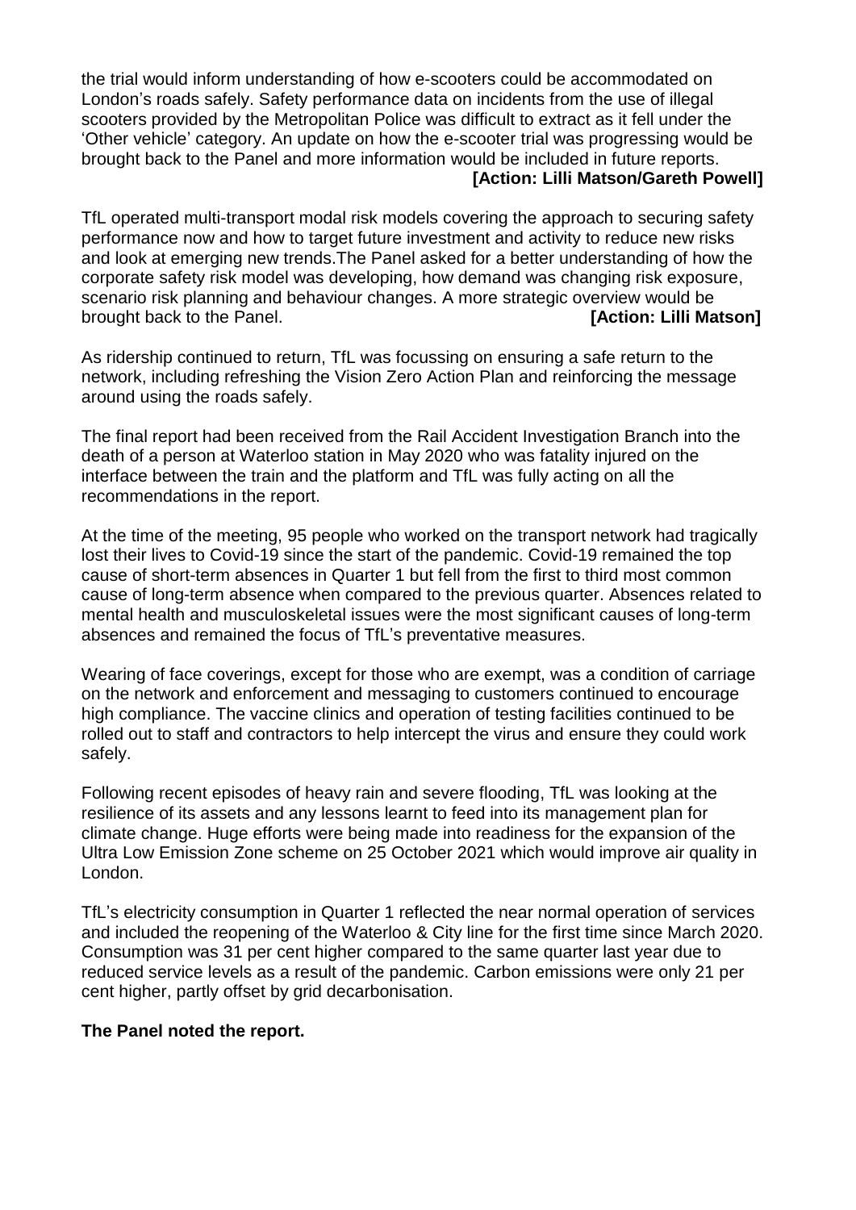the trial would inform understanding of how e-scooters could be accommodated on London's roads safely. Safety performance data on incidents from the use of illegal scooters provided by the Metropolitan Police was difficult to extract as it fell under the 'Other vehicle' category. An update on how the e-scooter trial was progressing would be brought back to the Panel and more information would be included in future reports.

**[Action: Lilli Matson/Gareth Powell]**

TfL operated multi-transport modal risk models covering the approach to securing safety performance now and how to target future investment and activity to reduce new risks and look at emerging new trends.The Panel asked for a better understanding of how the corporate safety risk model was developing, how demand was changing risk exposure, scenario risk planning and behaviour changes. A more strategic overview would be brought back to the Panel. **[Action: Lilli Matson]**

As ridership continued to return, TfL was focussing on ensuring a safe return to the network, including refreshing the Vision Zero Action Plan and reinforcing the message around using the roads safely.

The final report had been received from the Rail Accident Investigation Branch into the death of a person at Waterloo station in May 2020 who was fatality injured on the interface between the train and the platform and TfL was fully acting on all the recommendations in the report.

At the time of the meeting, 95 people who worked on the transport network had tragically lost their lives to Covid-19 since the start of the pandemic. Covid-19 remained the top cause of short-term absences in Quarter 1 but fell from the first to third most common cause of long-term absence when compared to the previous quarter. Absences related to mental health and musculoskeletal issues were the most significant causes of long-term absences and remained the focus of TfL's preventative measures.

Wearing of face coverings, except for those who are exempt, was a condition of carriage on the network and enforcement and messaging to customers continued to encourage high compliance. The vaccine clinics and operation of testing facilities continued to be rolled out to staff and contractors to help intercept the virus and ensure they could work safely.

Following recent episodes of heavy rain and severe flooding, TfL was looking at the resilience of its assets and any lessons learnt to feed into its management plan for climate change. Huge efforts were being made into readiness for the expansion of the Ultra Low Emission Zone scheme on 25 October 2021 which would improve air quality in London.

TfL's electricity consumption in Quarter 1 reflected the near normal operation of services and included the reopening of the Waterloo & City line for the first time since March 2020. Consumption was 31 per cent higher compared to the same quarter last year due to reduced service levels as a result of the pandemic. Carbon emissions were only 21 per cent higher, partly offset by grid decarbonisation.

**The Panel noted the report.**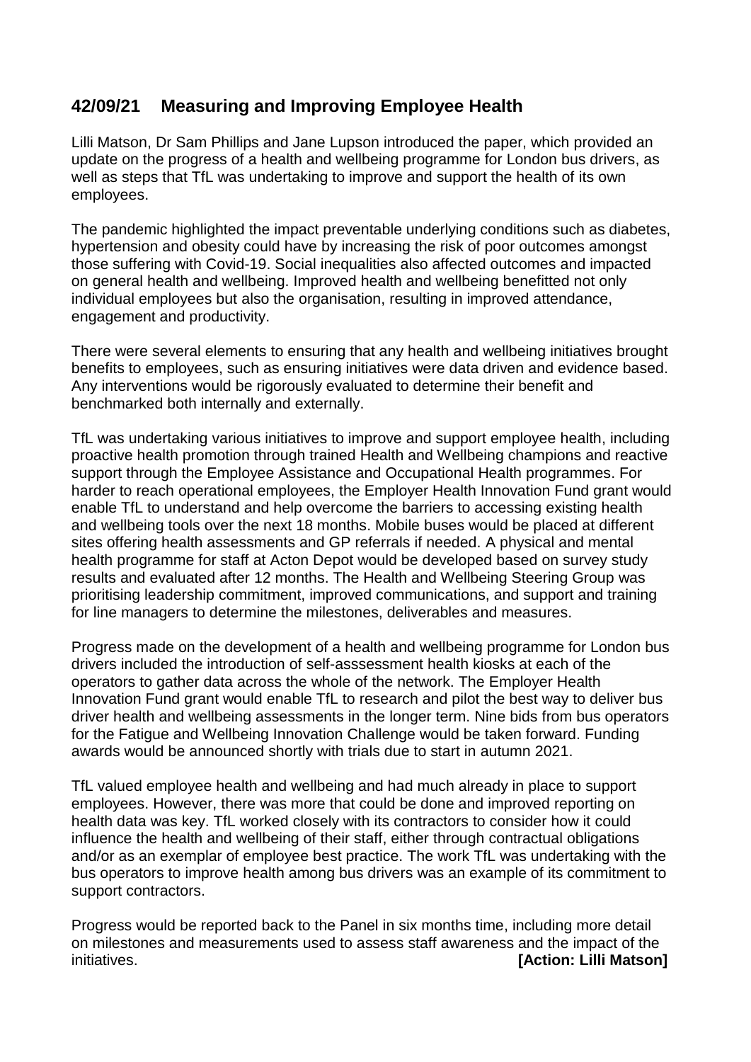## 42/09/21 Measuring and Improving Employee Health

Lilli Matson, Dr Sam Phillips and Jane Lupson introduced the paper, which provided an update on the progress of a health and wellbeing programme for London bus drivers, as well as steps that TfL was undertaking to improve and support the health of its own employees.

The pandemic highlighted the impact preventable underlying conditions such as diabetes, hypertension and obesity could have by increasing the risk of poor outcomes amongst those suffering with Covid-19. Social inequalities also affected outcomes and impacted on general health and wellbeing. Improved health and wellbeing benefitted not only individual employees but also the organisation, resulting in improved attendance, engagement and productivity.

There were several elements to ensuring that any health and wellbeing initiatives brought benefits to employees, such as ensuring initiatives were data driven and evidence based. Any interventions would be rigorously evaluated to determine their benefit and benchmarked both internally and externally.

TfL was undertaking various initiatives to improve and support employee health, including proactive health promotion through trained Health and Wellbeing champions and reactive support through the Employee Assistance and Occupational Health programmes. For harder to reach operational employees, the Employer Health Innovation Fund grant would enable TfL to understand and help overcome the barriers to accessing existing health and wellbeing tools over the next 18 months. Mobile buses would be placed at different sites offering health assessments and GP referrals if needed. A physical and mental health programme for staff at Acton Depot would be developed based on survey study results and evaluated after 12 months. The Health and Wellbeing Steering Group was prioritising leadership commitment, improved communications, and support and training for line managers to determine the milestones, deliverables and measures.

Progress made on the development of a health and wellbeing programme for London bus drivers included the introduction of self-asssessment health kiosks at each of the operators to gather data across the whole of the network. The Employer Health Innovation Fund grant would enable TfL to research and pilot the best way to deliver bus driver health and wellbeing assessments in the longer term. Nine bids from bus operators for the Fatigue and Wellbeing Innovation Challenge would be taken forward. Funding awards would be announced shortly with trials due to start in autumn 2021.

TfL valued employee health and wellbeing and had much already in place to support employees. However, there was more that could be done and improved reporting on health data was key. TfL worked closely with its contractors to consider how it could influence the health and wellbeing of their staff, either through contractual obligations and/or as an exemplar of employee best practice. The work TfL was undertaking with the bus operators to improve health among bus drivers was an example of its commitment to support contractors.

Progress would be reported back to the Panel in six months time, including more detail on milestones and measurements used to assess staff awareness and the impact of the initiatives. **[Action: Lilli Matson]**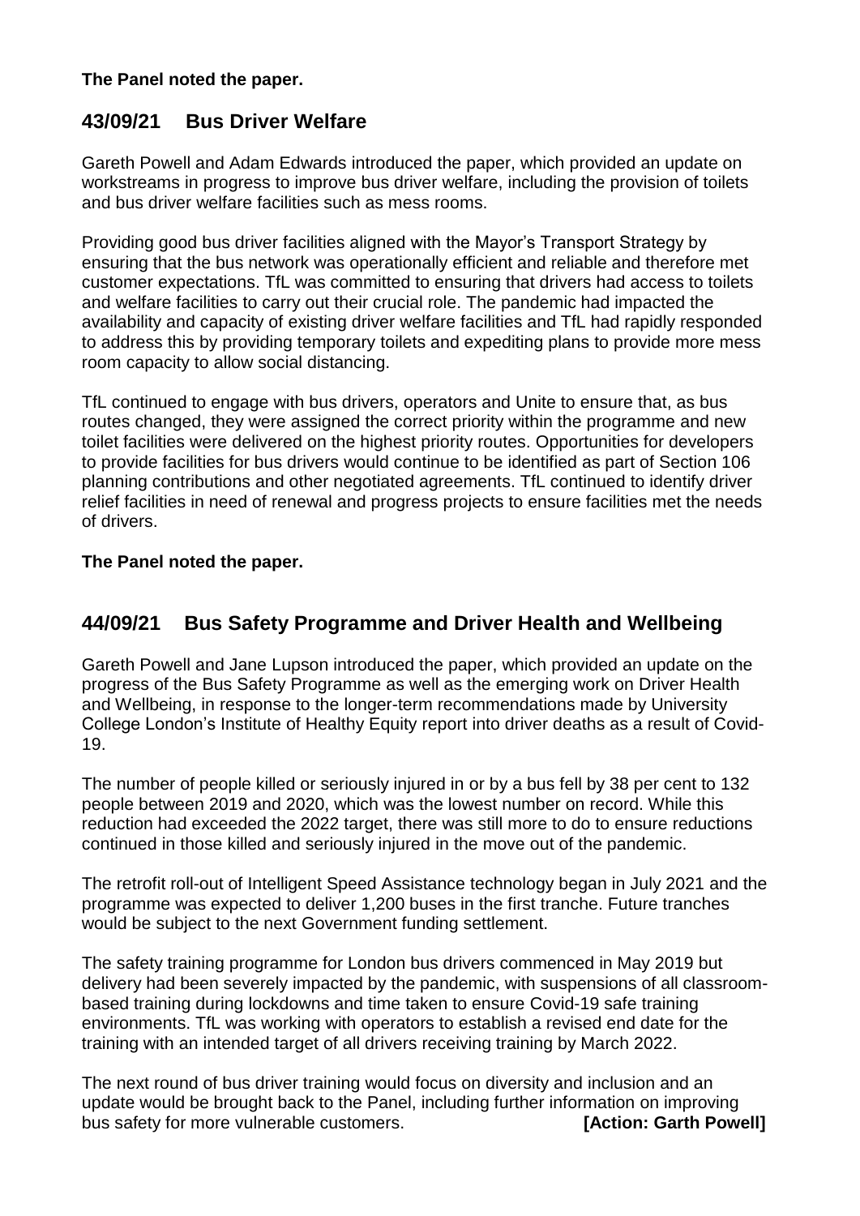**The Panel noted the paper.**

## 43/09/21 Bus Driver Welfare

Gareth Powell and Adam Edwards introduced the paper, which provided an update on workstreams in progress to improve bus driver welfare, including the provision of toilets and bus driver welfare facilities such as mess rooms.

Providing good bus driver facilities aligned with the Mayor's Transport Strategy by ensuring that the bus network was operationally efficient and reliable and therefore met customer expectations. TfL was committed to ensuring that drivers had access to toilets and welfare facilities to carry out their crucial role. The pandemic had impacted the availability and capacity of existing driver welfare facilities and TfL had rapidly responded to address this by providing temporary toilets and expediting plans to provide more mess room capacity to allow social distancing.

TfL continued to engage with bus drivers, operators and Unite to ensure that, as bus routes changed, they were assigned the correct priority within the programme and new toilet facilities were delivered on the highest priority routes. Opportunities for developers to provide facilities for bus drivers would continue to be identified as part of Section 106 planning contributions and other negotiated agreements. TfL continued to identify driver relief facilities in need of renewal and progress projects to ensure facilities met the needs of drivers.

**The Panel noted the paper.**

## 44/09/21 Bus Safety Programme and Driver Health and Wellbeing

Gareth Powell and Jane Lupson introduced the paper, which provided an update on the progress of the Bus Safety Programme as well as the emerging work on Driver Health and Wellbeing, in response to the longer-term recommendations made by University College London's Institute of Healthy Equity report into driver deaths as a result of Covid-19.

The number of people killed or seriously injured in or by a bus fell by 38 per cent to 132 people between 2019 and 2020, which was the lowest number on record. While this reduction had exceeded the 2022 target, there was still more to do to ensure reductions continued in those killed and seriously injured in the move out of the pandemic.

The retrofit roll-out of Intelligent Speed Assistance technology began in July 2021 and the programme was expected to deliver 1,200 buses in the first tranche. Future tranches would be subject to the next Government funding settlement.

The safety training programme for London bus drivers commenced in May 2019 but delivery had been severely impacted by the pandemic, with suspensions of all classroom-based training during lockdowns and time taken to ensure Covid-19 safe training environments. TfL was working with operators to establish a revised end date for the training with an intended target of all drivers receiving training by March 2022.

The next round of bus driver training would focus on diversity and inclusion and an update would be brought back to the Panel, including further information on improving bus safety for more vulnerable customers. **[Action: Garth Powell]**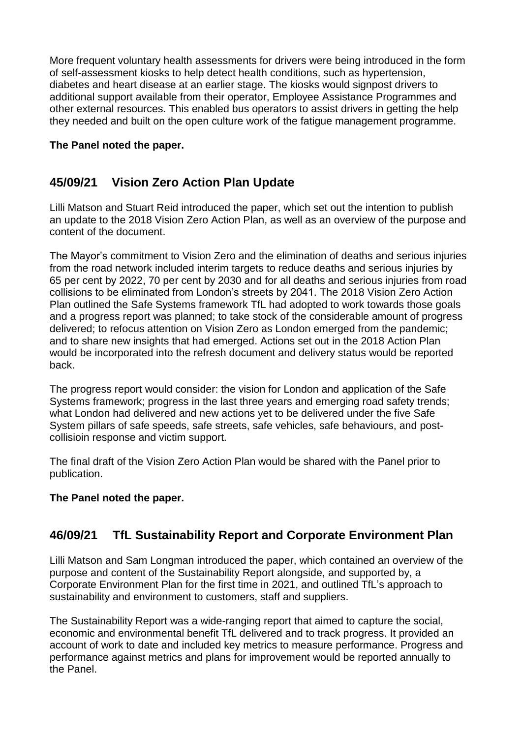More frequent voluntary health assessments for drivers were being introduced in the form of self-assessment kiosks to help detect health conditions, such as hypertension, diabetes and heart disease at an earlier stage. The kiosks would signpost drivers to additional support available from their operator, Employee Assistance Programmes and other external resources. This enabled bus operators to assist drivers in getting the help they needed and built on the open culture work of the fatigue management programme.

**The Panel noted the paper.**

## 45/09/21 Vision Zero Action Plan Update

Lilli Matson and Stuart Reid introduced the paper, which set out the intention to publish an update to the 2018 Vision Zero Action Plan, as well as an overview of the purpose and content of the document.

The Mayor's commitment to Vision Zero and the elimination of deaths and serious injuries from the road network included interim targets to reduce deaths and serious injuries by 65 per cent by 2022, 70 per cent by 2030 and for all deaths and serious injuries from road collisions to be eliminated from London's streets by 2041. The 2018 Vision Zero Action Plan outlined the Safe Systems framework TfL had adopted to work towards those goals and a progress report was planned; to take stock of the considerable amount of progress delivered; to refocus attention on Vision Zero as London emerged from the pandemic; and to share new insights that had emerged. Actions set out in the 2018 Action Plan would be incorporated into the refresh document and delivery status would be reported back.

The progress report would consider: the vision for London and application of the Safe Systems framework; progress in the last three years and emerging road safety trends; what London had delivered and new actions yet to be delivered under the five Safe System pillars of safe speeds, safe streets, safe vehicles, safe behaviours, and post-collisioin response and victim support.

The final draft of the Vision Zero Action Plan would be shared with the Panel prior to publication.

**The Panel noted the paper.**

## 46/09/21 TfL Sustainability Report and Corporate Environment Plan

Lilli Matson and Sam Longman introduced the paper, which contained an overview of the purpose and content of the Sustainability Report alongside, and supported by, a Corporate Environment Plan for the first time in 2021, and outlined TfL's approach to sustainability and environment to customers, staff and suppliers.

The Sustainability Report was a wide-ranging report that aimed to capture the social, economic and environmental benefit TfL delivered and to track progress. It provided an account of work to date and included key metrics to measure performance. Progress and performance against metrics and plans for improvement would be reported annually to the Panel.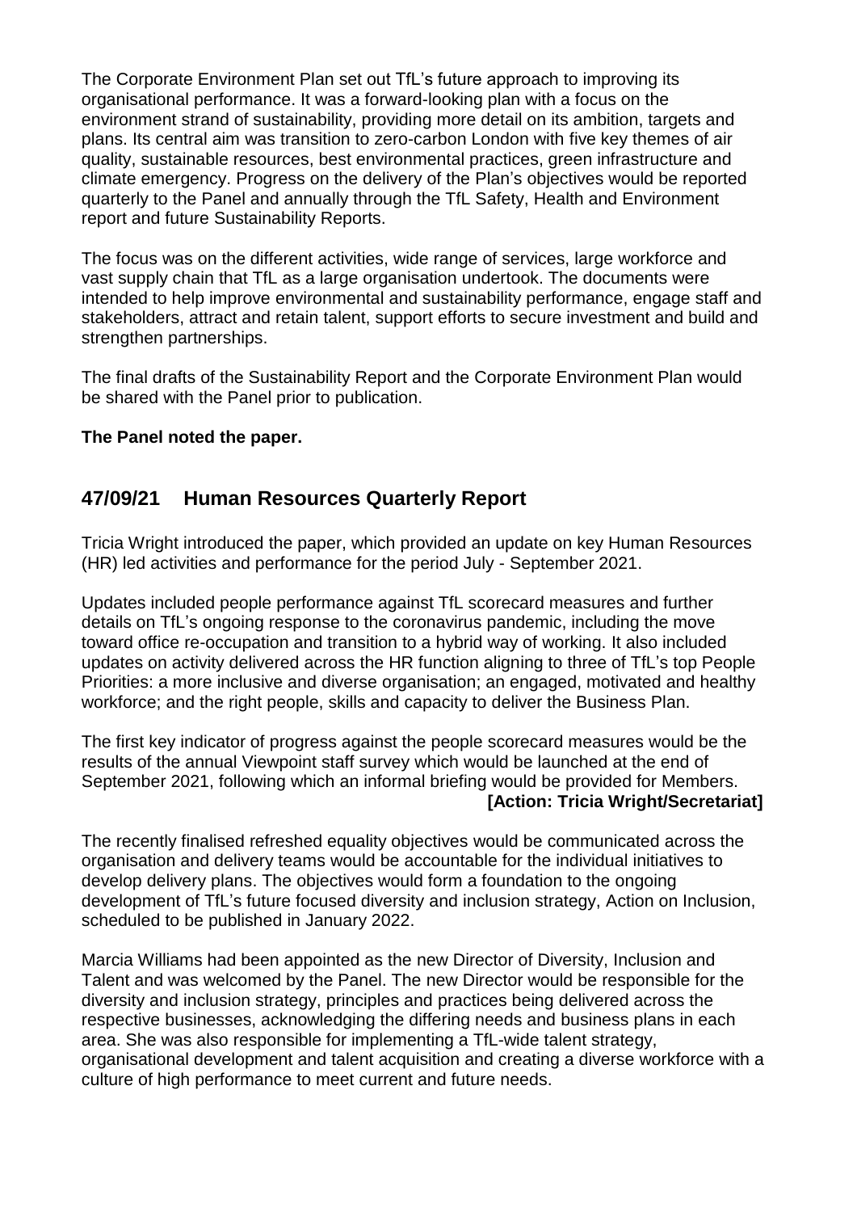The Corporate Environment Plan set out TfL's future approach to improving its organisational performance. It was a forward-looking plan with a focus on the environment strand of sustainability, providing more detail on its ambition, targets and plans. Its central aim was transition to zero-carbon London with five key themes of air quality, sustainable resources, best environmental practices, green infrastructure and climate emergency. Progress on the delivery of the Plan's objectives would be reported quarterly to the Panel and annually through the TfL Safety, Health and Environment report and future Sustainability Reports.

The focus was on the different activities, wide range of services, large workforce and vast supply chain that TfL as a large organisation undertook. The documents were intended to help improve environmental and sustainability performance, engage staff and stakeholders, attract and retain talent, support efforts to secure investment and build and strengthen partnerships.

The final drafts of the Sustainability Report and the Corporate Environment Plan would be shared with the Panel prior to publication.

**The Panel noted the paper.**

## 47/09/21 Human Resources Quarterly Report

Tricia Wright introduced the paper, which provided an update on key Human Resources (HR) led activities and performance for the period July - September 2021.

Updates included people performance against TfL scorecard measures and further details on TfL's ongoing response to the coronavirus pandemic, including the move toward office re-occupation and transition to a hybrid way of working. It also included updates on activity delivered across the HR function aligning to three of TfL's top People Priorities: a more inclusive and diverse organisation; an engaged, motivated and healthy workforce; and the right people, skills and capacity to deliver the Business Plan.

The first key indicator of progress against the people scorecard measures would be the results of the annual Viewpoint staff survey which would be launched at the end of September 2021, following which an informal briefing would be provided for Members. **[Action: Tricia Wright/Secretariat]**

The recently finalised refreshed equality objectives would be communicated across the organisation and delivery teams would be accountable for the individual initiatives to develop delivery plans. The objectives would form a foundation to the ongoing development of TfL's future focused diversity and inclusion strategy, Action on Inclusion, scheduled to be published in January 2022.

Marcia Williams had been appointed as the new Director of Diversity, Inclusion and Talent and was welcomed by the Panel. The new Director would be responsible for the diversity and inclusion strategy, principles and practices being delivered across the respective businesses, acknowledging the differing needs and business plans in each area. She was also responsible for implementing a TfL-wide talent strategy, organisational development and talent acquisition and creating a diverse workforce with a culture of high performance to meet current and future needs.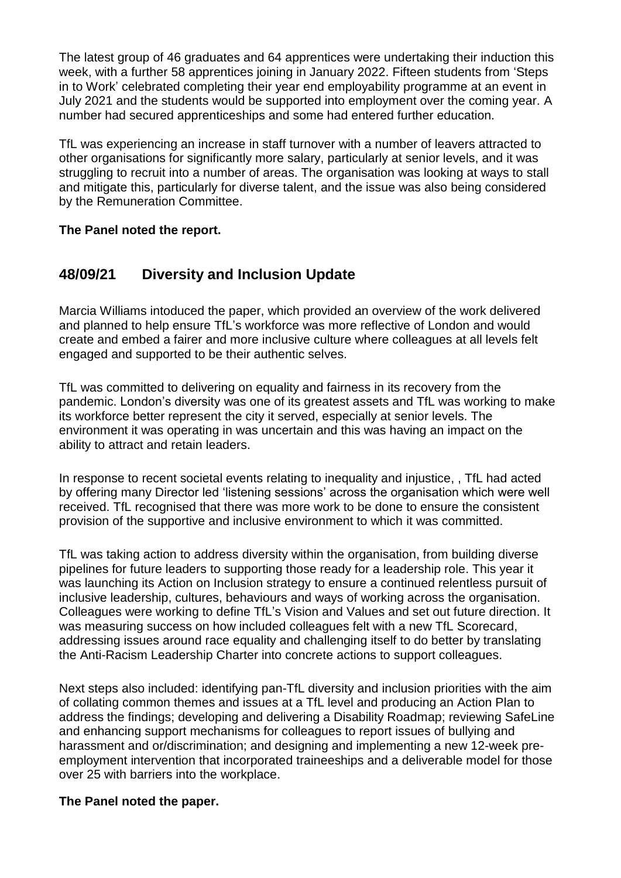The latest group of 46 graduates and 64 apprentices were undertaking their induction this week, with a further 58 apprentices joining in January 2022. Fifteen students from 'Steps in to Work' celebrated completing their year end employability programme at an event in July 2021 and the students would be supported into employment over the coming year. A number had secured apprenticeships and some had entered further education.

TfL was experiencing an increase in staff turnover with a number of leavers attracted to other organisations for significantly more salary, particularly at senior levels, and it was struggling to recruit into a number of areas. The organisation was looking at ways to stall and mitigate this, particularly for diverse talent, and the issue was also being considered by the Remuneration Committee.

**The Panel noted the report.**

## 48/09/21 Diversity and Inclusion Update

Marcia Williams intoduced the paper, which provided an overview of the work delivered and planned to help ensure TfL's workforce was more reflective of London and would create and embed a fairer and more inclusive culture where colleagues at all levels felt engaged and supported to be their authentic selves.

TfL was committed to delivering on equality and fairness in its recovery from the pandemic. London's diversity was one of its greatest assets and TfL was working to make its workforce better represent the city it served, especially at senior levels. The environment it was operating in was uncertain and this was having an impact on the ability to attract and retain leaders.

In response to recent societal events relating to inequality and injustice, , TfL had acted by offering many Director led 'listening sessions' across the organisation which were well received. TfL recognised that there was more work to be done to ensure the consistent provision of the supportive and inclusive environment to which it was committed.

TfL was taking action to address diversity within the organisation, from building diverse pipelines for future leaders to supporting those ready for a leadership role. This year it was launching its Action on Inclusion strategy to ensure a continued relentless pursuit of inclusive leadership, cultures, behaviours and ways of working across the organisation. Colleagues were working to define TfL's Vision and Values and set out future direction. It was measuring success on how included colleagues felt with a new TfL Scorecard, addressing issues around race equality and challenging itself to do better by translating the Anti-Racism Leadership Charter into concrete actions to support colleagues.

Next steps also included: identifying pan-TfL diversity and inclusion priorities with the aim of collating common themes and issues at a TfL level and producing an Action Plan to address the findings; developing and delivering a Disability Roadmap; reviewing SafeLine and enhancing support mechanisms for colleagues to report issues of bullying and harassment and or/discrimination; and designing and implementing a new 12-week pre-employment intervention that incorporated traineeships and a deliverable model for those over 25 with barriers into the workplace.

**The Panel noted the paper.**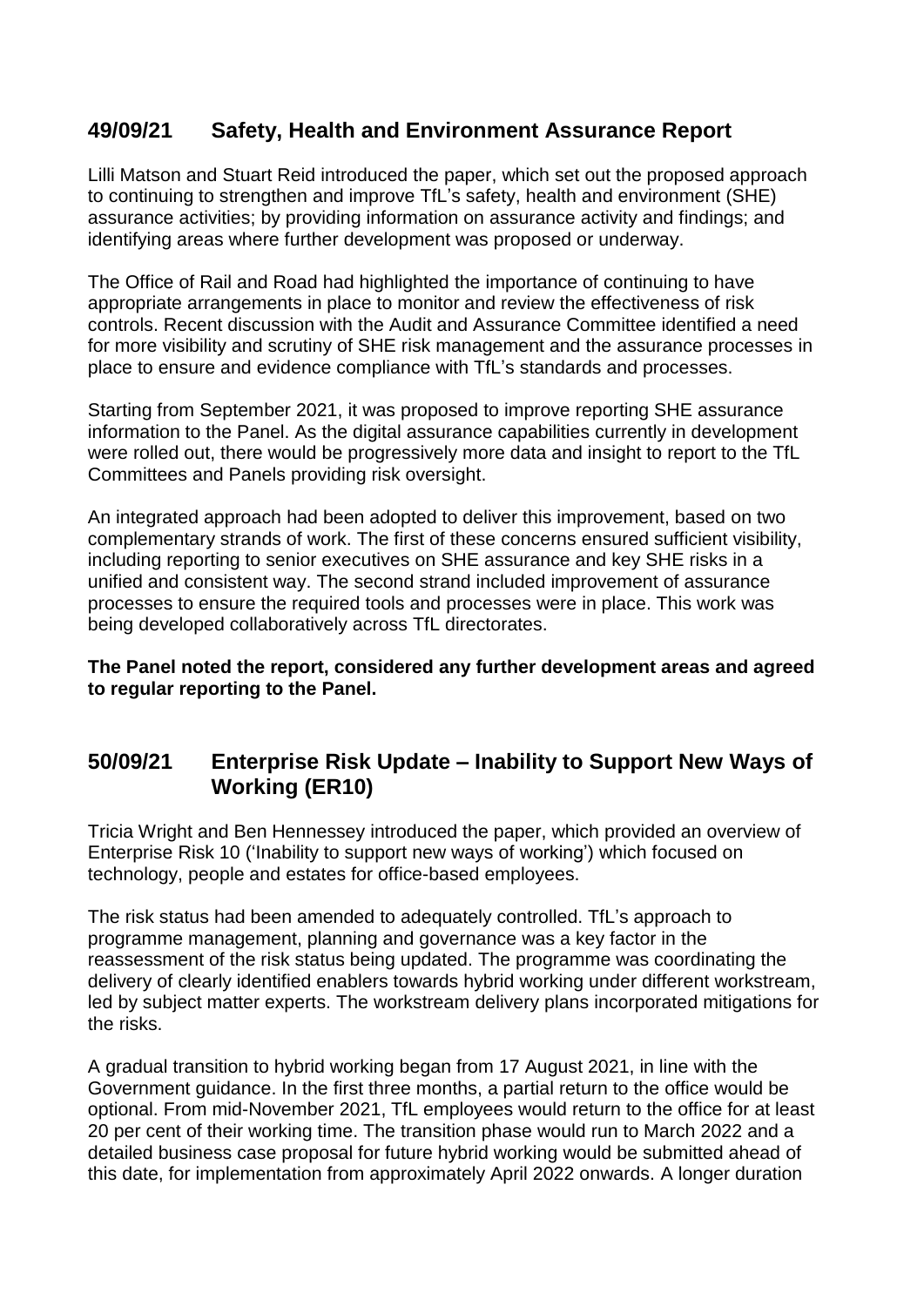## 49/09/21 Safety, Health and Environment Assurance Report

Lilli Matson and Stuart Reid introduced the paper, which set out the proposed approach to continuing to strengthen and improve TfL's safety, health and environment (SHE) assurance activities; by providing information on assurance activity and findings; and identifying areas where further development was proposed or underway.

The Office of Rail and Road had highlighted the importance of continuing to have appropriate arrangements in place to monitor and review the effectiveness of risk controls. Recent discussion with the Audit and Assurance Committee identified a need for more visibility and scrutiny of SHE risk management and the assurance processes in place to ensure and evidence compliance with TfL's standards and processes.

Starting from September 2021, it was proposed to improve reporting SHE assurance information to the Panel. As the digital assurance capabilities currently in development were rolled out, there would be progressively more data and insight to report to the TfL Committees and Panels providing risk oversight.

An integrated approach had been adopted to deliver this improvement, based on two complementary strands of work. The first of these concerns ensured sufficient visibility, including reporting to senior executives on SHE assurance and key SHE risks in a unified and consistent way. The second strand included improvement of assurance processes to ensure the required tools and processes were in place. This work was being developed collaboratively across TfL directorates.

**The Panel noted the report, considered any further development areas and agreed to regular reporting to the Panel.**

## 50/09/21 Enterprise Risk Update – Inability to Support New Ways of Working (ER10)

Tricia Wright and Ben Hennessey introduced the paper, which provided an overview of Enterprise Risk 10 ('Inability to support new ways of working') which focused on technology, people and estates for office-based employees.

The risk status had been amended to adequately controlled. TfL's approach to programme management, planning and governance was a key factor in the reassessment of the risk status being updated. The programme was coordinating the delivery of clearly identified enablers towards hybrid working under different workstream, led by subject matter experts. The workstream delivery plans incorporated mitigations for the risks.

A gradual transition to hybrid working began from 17 August 2021, in line with the Government guidance. In the first three months, a partial return to the office would be optional. From mid-November 2021, TfL employees would return to the office for at least 20 per cent of their working time. The transition phase would run to March 2022 and a detailed business case proposal for future hybrid working would be submitted ahead of this date, for implementation from approximately April 2022 onwards. A longer duration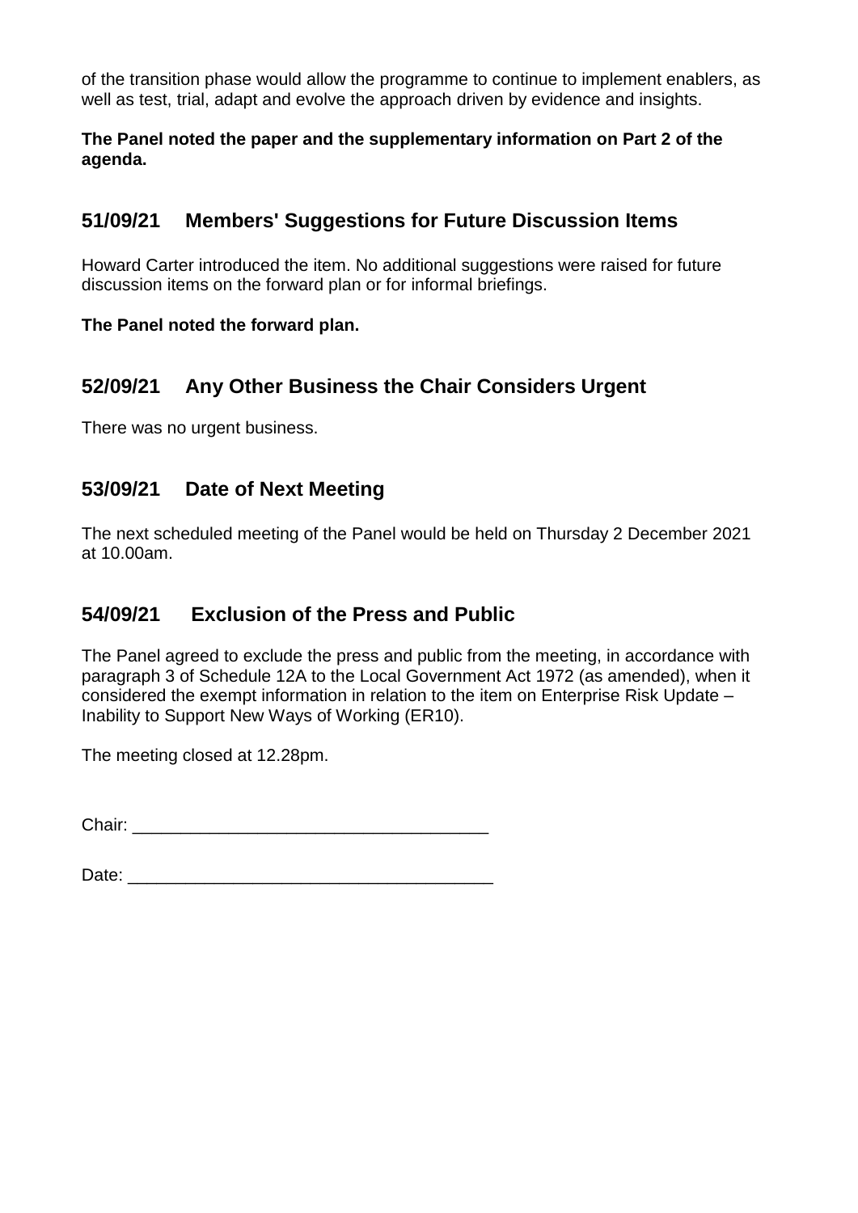of the transition phase would allow the programme to continue to implement enablers, as well as test, trial, adapt and evolve the approach driven by evidence and insights.

**The Panel noted the paper and the supplementary information on Part 2 of the agenda.**

## 51/09/21 Members' Suggestions for Future Discussion Items

Howard Carter introduced the item. No additional suggestions were raised for future discussion items on the forward plan or for informal briefings.

**The Panel noted the forward plan.**

## 52/09/21 Any Other Business the Chair Considers Urgent

There was no urgent business.

## 53/09/21 Date of Next Meeting

The next scheduled meeting of the Panel would be held on Thursday 2 December 2021 at 10.00am.

## 54/09/21 Exclusion of the Press and Public

The Panel agreed to exclude the press and public from the meeting, in accordance with paragraph 3 of Schedule 12A to the Local Government Act 1972 (as amended), when it considered the exempt information in relation to the item on Enterprise Risk Update – Inability to Support New Ways of Working (ER10).

The meeting closed at 12.28pm.

Chair: _____________________________________

Date: ______________________________________